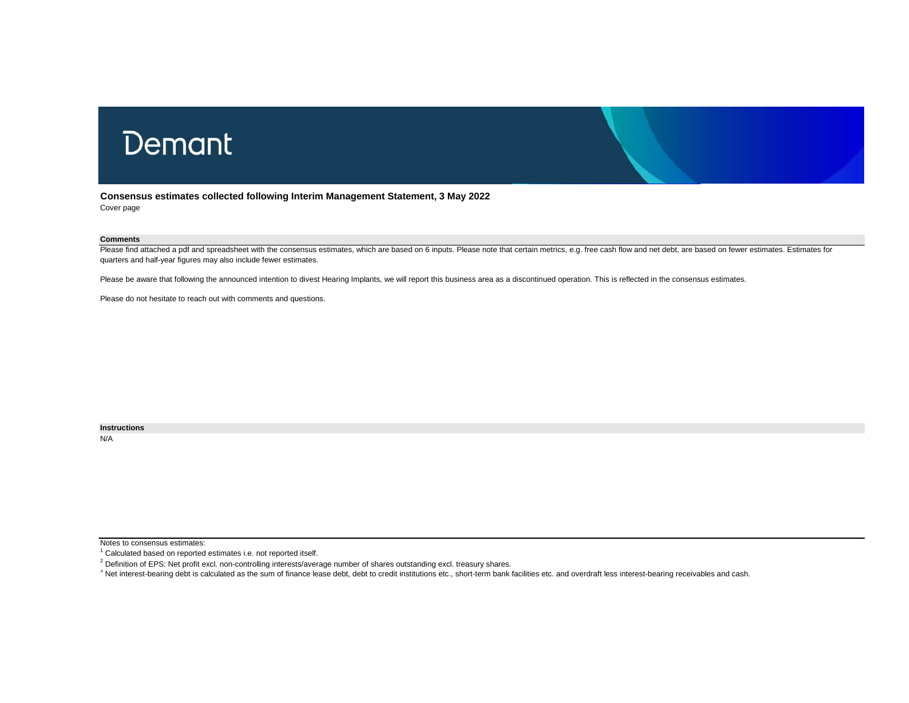# Demant

**Consensus estimates collected following Interim Management Statement, 3 May 2022**

Cover page

**Comments**

Please find attached a pdf and spreadsheet with the consensus estimates, which are based on 6 inputs. Please note that certain metrics, e.g. free cash flow and net debt, are based on fewer estimates. Estimates for quarters and half-year figures may also include fewer estimates.

Please be aware that following the announced intention to divest Hearing Implants, we will report this business area as a discontinued operation. This is reflected in the consensus estimates.

Please do not hesitate to reach out with comments and questions.

**Instructions**

N/A

Notes to consensus estimates:

[1] Calculated based on reported estimates i.e. not reported itself.

[2] Definition of EPS: Net profit excl. non-controlling interests/average number of shares outstanding excl. treasury shares.

[3] Net interest-bearing debt is calculated as the sum of finance lease debt, debt to credit institutions etc., short-term bank facilities etc. and overdraft less interest-bearing receivables and cash.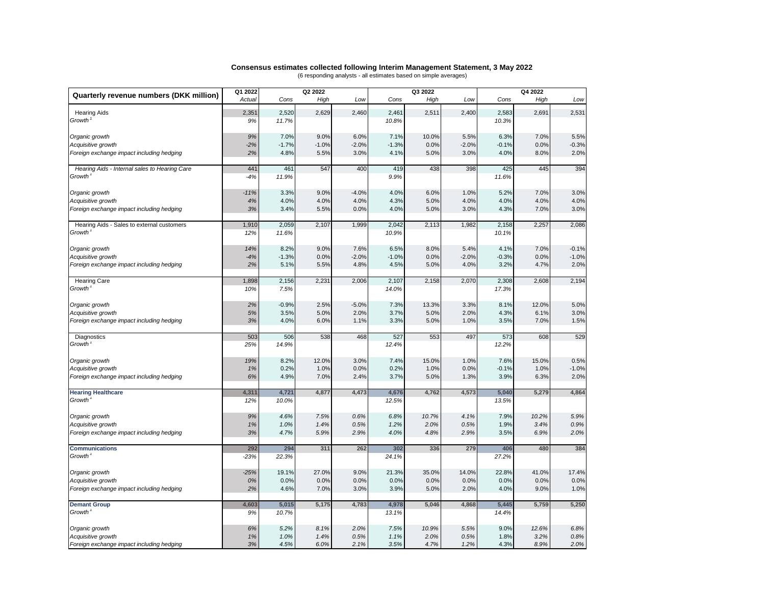## Consensus estimates collected following Interim Management Statement, 3 May 2022

(6 responding analysts - all estimates based on simple averages)

| Quarterly revenue numbers (DKK million) | Q1 2022 | Q2 2022 | | | Q3 2022 | | | Q4 2022 | | |
|---|---|---|---|---|---|---|---|---|---|---|
| | *Actual* | *Cons* | *High* | *Low* | *Cons* | *High* | *Low* | *Cons* | *High* | *Low* |
| Hearing Aids | 2,351 | 2,520 | 2,629 | 2,460 | 2,461 | 2,511 | 2,400 | 2,583 | 2,691 | 2,531 |
| *Growth* [1] | *9%* | *11.7%* | | | *10.8%* | | | *10.3%* | | |
| *Organic growth* | *9%* | 7.0% | 9.0% | 6.0% | 7.1% | 10.0% | 5.5% | 6.3% | 7.0% | 5.5% |
| *Acquisitive growth* | *-2%* | -1.7% | -1.0% | -2.0% | -1.3% | 0.0% | -2.0% | -0.1% | 0.0% | -0.3% |
| *Foreign exchange impact including hedging* | *2%* | 4.8% | 5.5% | 3.0% | 4.1% | 5.0% | 3.0% | 4.0% | 8.0% | 2.0% |
| Hearing Aids - Internal sales to Hearing Care | 441 | 461 | 547 | 400 | 419 | 438 | 398 | 425 | 445 | 394 |
| *Growth* [1] | *-4%* | *11.9%* | | | *9.9%* | | | *11.6%* | | |
| *Organic growth* | *-11%* | 3.3% | 9.0% | -4.0% | 4.0% | 6.0% | 1.0% | 5.2% | 7.0% | 3.0% |
| *Acquisitive growth* | *4%* | 4.0% | 4.0% | 4.0% | 4.3% | 5.0% | 4.0% | 4.0% | 4.0% | 4.0% |
| *Foreign exchange impact including hedging* | *3%* | 3.4% | 5.5% | 0.0% | 4.0% | 5.0% | 3.0% | 4.3% | 7.0% | 3.0% |
| Hearing Aids - Sales to external customers | 1,910 | 2,059 | 2,107 | 1,999 | 2,042 | 2,113 | 1,982 | 2,158 | 2,257 | 2,086 |
| *Growth* [1] | *12%* | *11.6%* | | | *10.9%* | | | *10.1%* | | |
| *Organic growth* | *14%* | 8.2% | 9.0% | 7.6% | 6.5% | 8.0% | 5.4% | 4.1% | 7.0% | -0.1% |
| *Acquisitive growth* | *-4%* | -1.3% | 0.0% | -2.0% | -1.0% | 0.0% | -2.0% | -0.3% | 0.0% | -1.0% |
| *Foreign exchange impact including hedging* | *2%* | 5.1% | 5.5% | 4.8% | 4.5% | 5.0% | 4.0% | 3.2% | 4.7% | 2.0% |
| Hearing Care | 1,898 | 2,156 | 2,231 | 2,006 | 2,107 | 2,158 | 2,070 | 2,308 | 2,608 | 2,194 |
| *Growth* [1] | *10%* | *7.5%* | | | *14.0%* | | | *17.3%* | | |
| *Organic growth* | *2%* | -0.9% | 2.5% | -5.0% | 7.3% | 13.3% | 3.3% | 8.1% | 12.0% | 5.0% |
| *Acquisitive growth* | *5%* | 3.5% | 5.0% | 2.0% | 3.7% | 5.0% | 2.0% | 4.3% | 6.1% | 3.0% |
| *Foreign exchange impact including hedging* | *3%* | 4.0% | 6.0% | 1.1% | 3.3% | 5.0% | 1.0% | 3.5% | 7.0% | 1.5% |
| Diagnostics | 503 | 506 | 538 | 468 | 527 | 553 | 497 | 573 | 608 | 529 |
| *Growth* [1] | *25%* | *14.9%* | | | *12.4%* | | | *12.2%* | | |
| *Organic growth* | *19%* | 8.2% | 12.0% | 3.0% | 7.4% | 15.0% | 1.0% | 7.6% | 15.0% | 0.5% |
| *Acquisitive growth* | *1%* | 0.2% | 1.0% | 0.0% | 0.2% | 1.0% | 0.0% | -0.1% | 1.0% | -1.0% |
| *Foreign exchange impact including hedging* | *6%* | 4.9% | 7.0% | 2.4% | 3.7% | 5.0% | 1.3% | 3.9% | 6.3% | 2.0% |
| **Hearing Healthcare** | **4,311** | **4,721** | **4,877** | **4,473** | **4,676** | **4,762** | **4,573** | **5,040** | **5,279** | **4,864** |
| *Growth* [1] | *12%* | *10.0%* | | | *12.5%* | | | *13.5%* | | |
| *Organic growth* | *9%* | *4.6%* | *7.5%* | *0.6%* | *6.8%* | *10.7%* | *4.1%* | 7.9% | *10.2%* | *5.9%* |
| *Acquisitive growth* | *1%* | *1.0%* | *1.4%* | *0.5%* | *1.2%* | *2.0%* | *0.5%* | 1.9% | *3.4%* | *0.9%* |
| *Foreign exchange impact including hedging* | *3%* | *4.7%* | *5.9%* | *2.9%* | *4.0%* | *4.8%* | *2.9%* | 3.5% | *6.9%* | *2.0%* |
| **Communications** | **292** | **294** | **311** | **262** | **302** | **336** | **279** | **406** | **480** | **384** |
| *Growth* [1] | *-23%* | *22.3%* | | | *24.1%* | | | *27.2%* | | |
| *Organic growth* | *-25%* | 19.1% | 27.0% | 9.0% | 21.3% | 35.0% | 14.0% | 22.8% | 41.0% | 17.4% |
| *Acquisitive growth* | *0%* | 0.0% | 0.0% | 0.0% | 0.0% | 0.0% | 0.0% | 0.0% | 0.0% | 0.0% |
| *Foreign exchange impact including hedging* | *2%* | 4.6% | 7.0% | 3.0% | 3.9% | 5.0% | 2.0% | 4.0% | 9.0% | 1.0% |
| **Demant Group** | **4,603** | **5,015** | **5,175** | **4,783** | **4,978** | **5,046** | **4,868** | **5,445** | **5,759** | **5,250** |
| *Growth* [1] | *9%* | *10.7%* | | | *13.1%* | | | *14.4%* | | |
| *Organic growth* | *6%* | *5.2%* | *8.1%* | *2.0%* | *7.5%* | *10.9%* | *5.5%* | 9.0% | *12.6%* | *6.8%* |
| *Acquisitive growth* | *1%* | *1.0%* | *1.4%* | *0.5%* | *1.1%* | *2.0%* | *0.5%* | 1.8% | *3.2%* | *0.8%* |
| *Foreign exchange impact including hedging* | *3%* | *4.5%* | *6.0%* | *2.1%* | *3.5%* | *4.7%* | *1.2%* | 4.3% | *8.9%* | *2.0%* |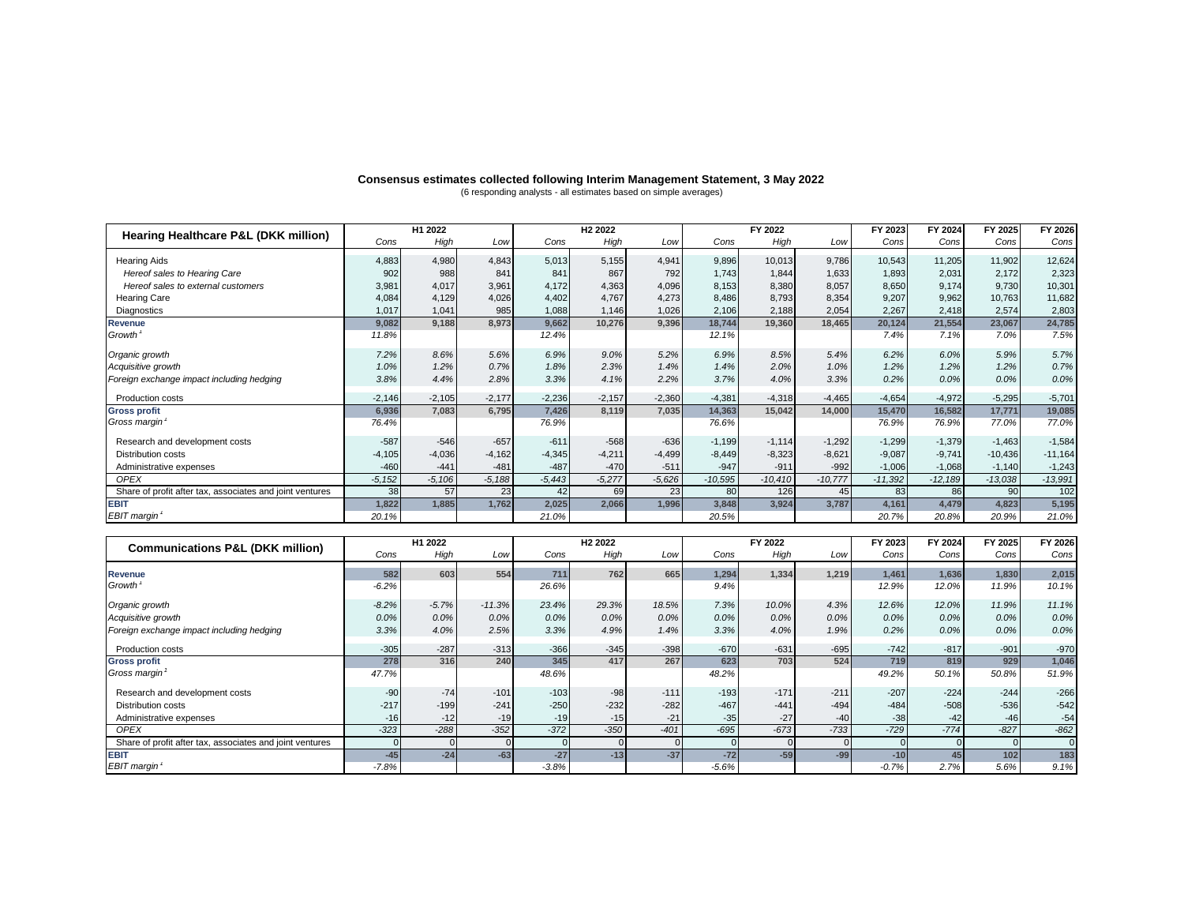**Consensus estimates collected following Interim Management Statement, 3 May 2022**

(6 responding analysts - all estimates based on simple averages)

| Hearing Healthcare P&L (DKK million) | H1 2022 | | | H2 2022 | | | FY 2022 | | | FY 2023 | FY 2024 | FY 2025 | FY 2026 |
|---|---|---|---|---|---|---|---|---|---|---|---|---|---|
| | *Cons* | *High* | *Low* | *Cons* | *High* | *Low* | *Cons* | *High* | *Low* | *Cons* | *Cons* | *Cons* | *Cons* |
| Hearing Aids | 4,883 | 4,980 | 4,843 | 5,013 | 5,155 | 4,941 | 9,896 | 10,013 | 9,786 | 10,543 | 11,205 | 11,902 | 12,624 |
| *Hereof sales to Hearing Care* | 902 | 988 | 841 | 841 | 867 | 792 | 1,743 | 1,844 | 1,633 | 1,893 | 2,031 | 2,172 | 2,323 |
| *Hereof sales to external customers* | 3,981 | 4,017 | 3,961 | 4,172 | 4,363 | 4,096 | 8,153 | 8,380 | 8,057 | 8,650 | 9,174 | 9,730 | 10,301 |
| Hearing Care | 4,084 | 4,129 | 4,026 | 4,402 | 4,767 | 4,273 | 8,486 | 8,793 | 8,354 | 9,207 | 9,962 | 10,763 | 11,682 |
| Diagnostics | 1,017 | 1,041 | 985 | 1,088 | 1,146 | 1,026 | 2,106 | 2,188 | 2,054 | 2,267 | 2,418 | 2,574 | 2,803 |
| **Revenue** | **9,082** | **9,188** | **8,973** | **9,662** | **10,276** | **9,396** | **18,744** | **19,360** | **18,465** | **20,124** | **21,554** | **23,067** | **24,785** |
| *Growth* [1] | *11.8%* | | | *12.4%* | | | *12.1%* | | | *7.4%* | *7.1%* | *7.0%* | *7.5%* |
| *Organic growth* | *7.2%* | *8.6%* | *5.6%* | *6.9%* | *9.0%* | *5.2%* | *6.9%* | *8.5%* | *5.4%* | *6.2%* | *6.0%* | *5.9%* | *5.7%* |
| *Acquisitive growth* | *1.0%* | *1.2%* | *0.7%* | *1.8%* | *2.3%* | *1.4%* | *1.4%* | *2.0%* | *1.0%* | *1.2%* | *1.2%* | *1.2%* | *0.7%* |
| *Foreign exchange impact including hedging* | *3.8%* | *4.4%* | *2.8%* | *3.3%* | *4.1%* | *2.2%* | *3.7%* | *4.0%* | *3.3%* | *0.2%* | *0.0%* | *0.0%* | *0.0%* |
| Production costs | -2,146 | -2,105 | -2,177 | -2,236 | -2,157 | -2,360 | -4,381 | -4,318 | -4,465 | -4,654 | -4,972 | -5,295 | -5,701 |
| **Gross profit** | **6,936** | **7,083** | **6,795** | **7,426** | **8,119** | **7,035** | **14,363** | **15,042** | **14,000** | **15,470** | **16,582** | **17,771** | **19,085** |
| *Gross margin* [1] | *76.4%* | | | *76.9%* | | | *76.6%* | | | *76.9%* | *76.9%* | *77.0%* | *77.0%* |
| Research and development costs | -587 | -546 | -657 | -611 | -568 | -636 | -1,199 | -1,114 | -1,292 | -1,299 | -1,379 | -1,463 | -1,584 |
| Distribution costs | -4,105 | -4,036 | -4,162 | -4,345 | -4,211 | -4,499 | -8,449 | -8,323 | -8,621 | -9,087 | -9,741 | -10,436 | -11,164 |
| Administrative expenses | -460 | -441 | -481 | -487 | -470 | -511 | -947 | -911 | -992 | -1,006 | -1,068 | -1,140 | -1,243 |
| *OPEX* | *-5,152* | *-5,106* | *-5,188* | *-5,443* | *-5,277* | *-5,626* | *-10,595* | *-10,410* | *-10,777* | *-11,392* | *-12,189* | *-13,038* | *-13,991* |
| Share of profit after tax, associates and joint ventures | 38 | 57 | 23 | 42 | 69 | 23 | 80 | 126 | 45 | 83 | 86 | 90 | 102 |
| **EBIT** | **1,822** | **1,885** | **1,762** | **2,025** | **2,066** | **1,996** | **3,848** | **3,924** | **3,787** | **4,161** | **4,479** | **4,823** | **5,195** |
| *EBIT margin* [1] | *20.1%* | | | *21.0%* | | | *20.5%* | | | *20.7%* | *20.8%* | *20.9%* | *21.0%* |

| Communications P&L (DKK million) | H1 2022 | | | H2 2022 | | | FY 2022 | | | FY 2023 | FY 2024 | FY 2025 | FY 2026 |
|---|---|---|---|---|---|---|---|---|---|---|---|---|---|
| | *Cons* | *High* | *Low* | *Cons* | *High* | *Low* | *Cons* | *High* | *Low* | *Cons* | *Cons* | *Cons* | *Cons* |
| **Revenue** | **582** | **603** | **554** | **711** | **762** | **665** | **1,294** | **1,334** | **1,219** | **1,461** | **1,636** | **1,830** | **2,015** |
| *Growth* [1] | *-6.2%* | | | *26.6%* | | | *9.4%* | | | *12.9%* | *12.0%* | *11.9%* | *10.1%* |
| *Organic growth* | *-8.2%* | *-5.7%* | *-11.3%* | *23.4%* | *29.3%* | *18.5%* | *7.3%* | *10.0%* | *4.3%* | *12.6%* | *12.0%* | *11.9%* | *11.1%* |
| *Acquisitive growth* | *0.0%* | *0.0%* | *0.0%* | *0.0%* | *0.0%* | *0.0%* | *0.0%* | *0.0%* | *0.0%* | *0.0%* | *0.0%* | *0.0%* | *0.0%* |
| *Foreign exchange impact including hedging* | *3.3%* | *4.0%* | *2.5%* | *3.3%* | *4.9%* | *1.4%* | *3.3%* | *4.0%* | *1.9%* | *0.2%* | *0.0%* | *0.0%* | *0.0%* |
| Production costs | -305 | -287 | -313 | -366 | -345 | -398 | -670 | -631 | -695 | -742 | -817 | -901 | -970 |
| **Gross profit** | **278** | **316** | **240** | **345** | **417** | **267** | **623** | **703** | **524** | **719** | **819** | **929** | **1,046** |
| *Gross margin* [1] | *47.7%* | | | *48.6%* | | | *48.2%* | | | *49.2%* | *50.1%* | *50.8%* | *51.9%* |
| Research and development costs | -90 | -74 | -101 | -103 | -98 | -111 | -193 | -171 | -211 | -207 | -224 | -244 | -266 |
| Distribution costs | -217 | -199 | -241 | -250 | -232 | -282 | -467 | -441 | -494 | -484 | -508 | -536 | -542 |
| Administrative expenses | -16 | -12 | -19 | -19 | -15 | -21 | -35 | -27 | -40 | -38 | -42 | -46 | -54 |
| *OPEX* | *-323* | *-288* | *-352* | *-372* | *-350* | *-401* | *-695* | *-673* | *-733* | *-729* | *-774* | *-827* | *-862* |
| Share of profit after tax, associates and joint ventures | 0 | 0 | 0 | 0 | 0 | 0 | 0 | 0 | 0 | 0 | 0 | 0 | 0 |
| **EBIT** | **-45** | **-24** | **-63** | **-27** | **-13** | **-37** | **-72** | **-59** | **-99** | **-10** | **45** | **102** | **183** |
| *EBIT margin* [1] | *-7.8%* | | | *-3.8%* | | | *-5.6%* | | | *-0.7%* | *2.7%* | *5.6%* | *9.1%* |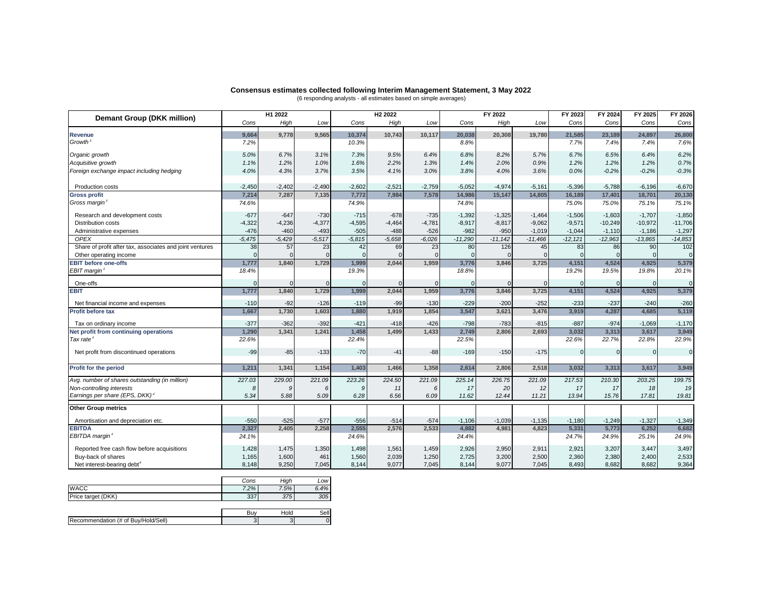**Consensus estimates collected following Interim Management Statement, 3 May 2022**

(6 responding analysts - all estimates based on simple averages)

| Demant Group (DKK million) | H1 2022 | | | H2 2022 | | | FY 2022 | | | FY 2023 | FY 2024 | FY 2025 | FY 2026 |
|---|---|---|---|---|---|---|---|---|---|---|---|---|---|
| | Cons | High | Low | Cons | High | Low | Cons | High | Low | Cons | Cons | Cons | Cons |
| **Revenue** | 9,664 | 9,778 | 9,565 | 10,374 | 10,743 | 10,117 | 20,038 | 20,308 | 19,780 | 21,585 | 23,189 | 24,897 | 26,800 |
| *Growth [1]* | 7.2% | | | 10.3% | | | 8.8% | | | 7.7% | 7.4% | 7.4% | 7.6% |
| *Organic growth* | 5.0% | 6.7% | 3.1% | 7.3% | 9.5% | 6.4% | 6.8% | 8.2% | 5.7% | 6.7% | 6.5% | 6.4% | 6.2% |
| *Acquisitive growth* | 1.1% | 1.2% | 1.0% | 1.6% | 2.2% | 1.3% | 1.4% | 2.0% | 0.9% | 1.2% | 1.2% | 1.2% | 0.7% |
| *Foreign exchange impact including hedging* | 4.0% | 4.3% | 3.7% | 3.5% | 4.1% | 3.0% | 3.8% | 4.0% | 3.6% | 0.0% | -0.2% | -0.2% | -0.3% |
| Production costs | -2,450 | -2,402 | -2,490 | -2,602 | -2,521 | -2,759 | -5,052 | -4,974 | -5,161 | -5,396 | -5,788 | -6,196 | -6,670 |
| **Gross profit** | 7,214 | 7,287 | 7,135 | 7,772 | 7,984 | 7,578 | 14,986 | 15,147 | 14,805 | 16,189 | 17,401 | 18,701 | 20,130 |
| *Gross margin [1]* | 74.6% | | | 74.9% | | | 74.8% | | | 75.0% | 75.0% | 75.1% | 75.1% |
| Research and development costs | -677 | -647 | -730 | -715 | -678 | -735 | -1,392 | -1,325 | -1,464 | -1,506 | -1,603 | -1,707 | -1,850 |
| Distribution costs | -4,322 | -4,236 | -4,377 | -4,595 | -4,464 | -4,781 | -8,917 | -8,817 | -9,062 | -9,571 | -10,249 | -10,972 | -11,706 |
| Administrative expenses | -476 | -460 | -493 | -505 | -488 | -526 | -982 | -950 | -1,019 | -1,044 | -1,110 | -1,186 | -1,297 |
| *OPEX* | -5,475 | -5,429 | -5,517 | -5,815 | -5,658 | -6,026 | -11,290 | -11,142 | -11,466 | -12,121 | -12,963 | -13,865 | -14,853 |
| Share of profit after tax, associates and joint ventures | 38 | 57 | 23 | 42 | 69 | 23 | 80 | 126 | 45 | 83 | 86 | 90 | 102 |
| Other operating income | 0 | 0 | 0 | 0 | 0 | 0 | 0 | 0 | 0 | 0 | 0 | 0 | 0 |
| **EBIT before one-offs** | 1,777 | 1,840 | 1,729 | 1,999 | 2,044 | 1,959 | 3,776 | 3,846 | 3,725 | 4,151 | 4,524 | 4,925 | 5,379 |
| *EBIT margin [1]* | 18.4% | | | 19.3% | | | 18.8% | | | 19.2% | 19.5% | 19.8% | 20.1% |
| One-offs | 0 | 0 | 0 | 0 | 0 | 0 | 0 | 0 | 0 | 0 | 0 | 0 | 0 |
| **EBIT** | 1,777 | 1,840 | 1,729 | 1,999 | 2,044 | 1,959 | 3,776 | 3,846 | 3,725 | 4,151 | 4,524 | 4,925 | 5,379 |
| Net financial income and expenses | -110 | -92 | -126 | -119 | -99 | -130 | -229 | -200 | -252 | -233 | -237 | -240 | -260 |
| **Profit before tax** | 1,667 | 1,730 | 1,603 | 1,880 | 1,919 | 1,854 | 3,547 | 3,621 | 3,476 | 3,919 | 4,287 | 4,685 | 5,119 |
| Tax on ordinary income | -377 | -362 | -392 | -421 | -418 | -426 | -798 | -783 | -815 | -887 | -974 | -1,069 | -1,170 |
| **Net profit from continuing operations** | 1,290 | 1,341 | 1,241 | 1,458 | 1,499 | 1,433 | 2,749 | 2,806 | 2,693 | 3,032 | 3,313 | 3,617 | 3,949 |
| *Tax rate [1]* | 22.6% | | | 22.4% | | | 22.5% | | | 22.6% | 22.7% | 22.8% | 22.9% |
| Net profit from discontinued operations | -99 | -85 | -133 | -70 | -41 | -88 | -169 | -150 | -175 | 0 | 0 | 0 | 0 |
| **Profit for the period** | 1,211 | 1,341 | 1,154 | 1,403 | 1,466 | 1,358 | 2,614 | 2,806 | 2,518 | 3,032 | 3,313 | 3,617 | 3,949 |
| *Avg. number of shares outstanding (in million)* | 227.03 | 229.00 | 221.09 | 223.26 | 224.50 | 221.09 | 225.14 | 226.75 | 221.09 | 217.53 | 210.30 | 203.25 | 199.75 |
| *Non-controlling interests* | 8 | 9 | 6 | 9 | 11 | 6 | 17 | 20 | 12 | 17 | 17 | 18 | 19 |
| *Earnings per share (EPS, DKK) [2]* | 5.34 | 5.88 | 5.09 | 6.28 | 6.56 | 6.09 | 11.62 | 12.44 | 11.21 | 13.94 | 15.76 | 17.81 | 19.81 |
| **Other Group metrics** | | | | | | | | | | | | | |
| Amortisation and depreciation etc. | -550 | -525 | -577 | -556 | -514 | -574 | -1,106 | -1,039 | -1,135 | -1,180 | -1,249 | -1,327 | -1,349 |
| **EBITDA** | 2,327 | 2,405 | 2,258 | 2,555 | 2,576 | 2,533 | 4,882 | 4,981 | 4,823 | 5,331 | 5,773 | 6,252 | 6,682 |
| *EBITDA margin [1]* | 24.1% | | | 24.6% | | | 24.4% | | | 24.7% | 24.9% | 25.1% | 24.9% |
| Reported free cash flow before acquisitions | 1,428 | 1,475 | 1,350 | 1,498 | 1,561 | 1,459 | 2,926 | 2,950 | 2,911 | 2,921 | 3,207 | 3,447 | 3,497 |
| Buy-back of shares | 1,165 | 1,600 | 461 | 1,560 | 2,039 | 1,250 | 2,725 | 3,200 | 2,500 | 2,360 | 2,380 | 2,400 | 2,533 |
| Net interest-bearing debt [4] | 8,148 | 9,250 | 7,045 | 8,144 | 9,077 | 7,045 | 8,144 | 9,077 | 7,045 | 8,493 | 8,682 | 8,682 | 9,364 |

| | Cons | High | Low |
|---|---|---|---|
| WACC | 7.2% | 7.5% | 6.4% |
| Price target (DKK) | 337 | 375 | 305 |

| | Buy | Hold | Sell |
|---|---|---|---|
| Recommendation (# of Buy/Hold/Sell) | 3 | 3 | 0 |